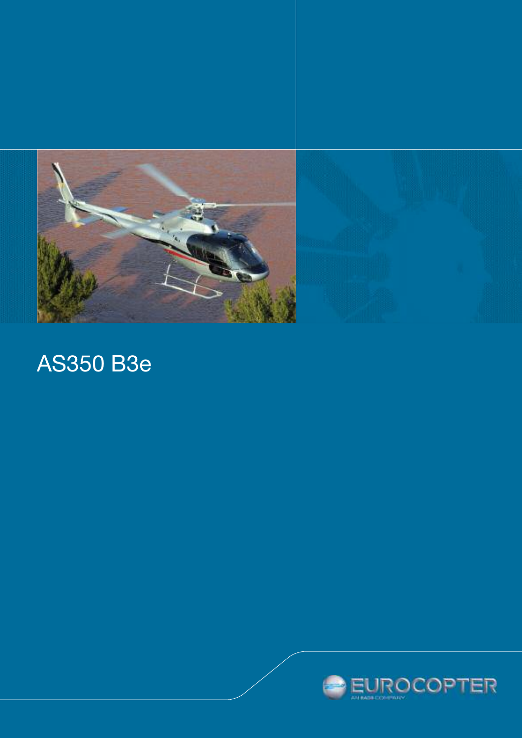# AS350 B3e

EUROCOPTER

AN EADS COMPANY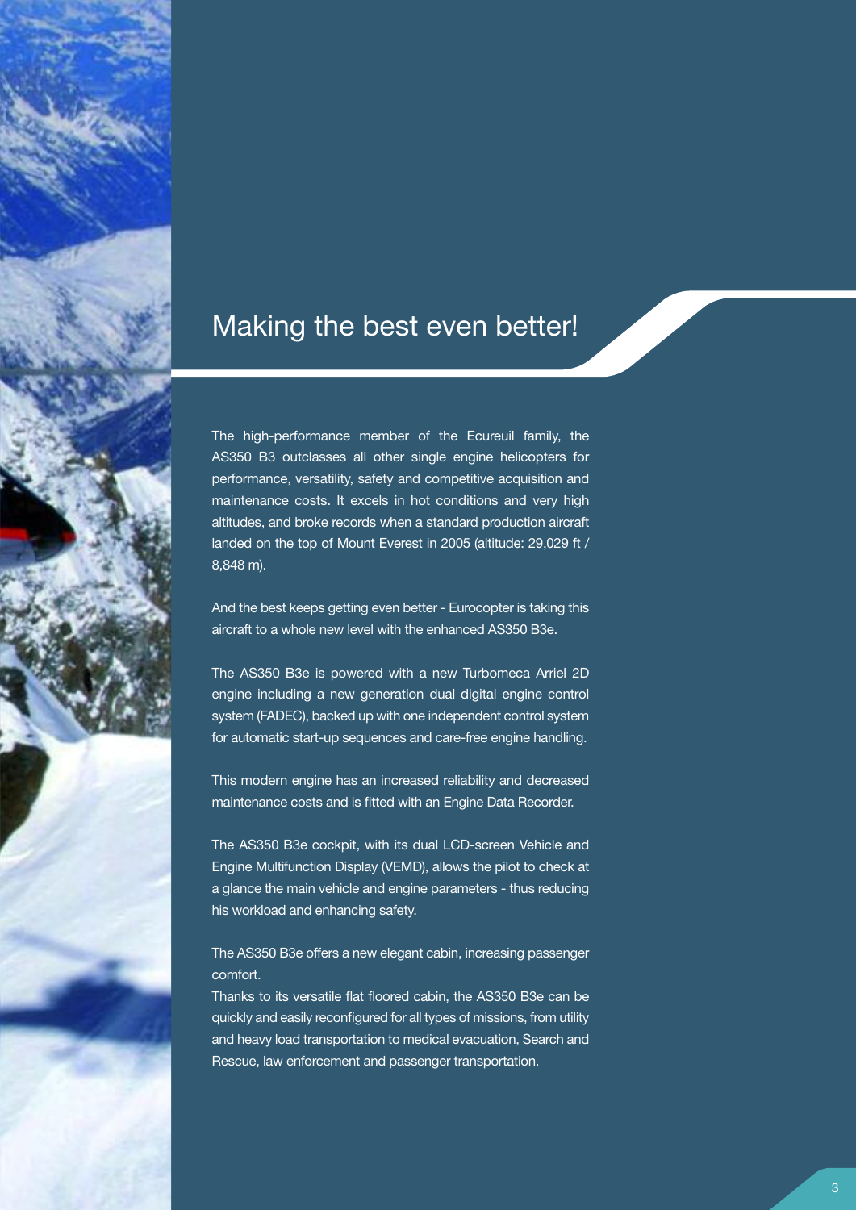# Making the best even better!

The high-performance member of the Ecureuil family, the AS350 B3 outclasses all other single engine helicopters for performance, versatility, safety and competitive acquisition and maintenance costs. It excels in hot conditions and very high altitudes, and broke records when a standard production aircraft landed on the top of Mount Everest in 2005 (altitude: 29,029 ft / 8,848 m).

And the best keeps getting even better - Eurocopter is taking this aircraft to a whole new level with the enhanced AS350 B3e.

The AS350 B3e is powered with a new Turbomeca Arriel 2D engine including a new generation dual digital engine control system (FADEC), backed up with one independent control system for automatic start-up sequences and care-free engine handling.

This modern engine has an increased reliability and decreased maintenance costs and is fitted with an Engine Data Recorder.

The AS350 B3e cockpit, with its dual LCD-screen Vehicle and Engine Multifunction Display (VEMD), allows the pilot to check at a glance the main vehicle and engine parameters - thus reducing his workload and enhancing safety.

The AS350 B3e offers a new elegant cabin, increasing passenger comfort.
Thanks to its versatile flat floored cabin, the AS350 B3e can be quickly and easily reconfigured for all types of missions, from utility and heavy load transportation to medical evacuation, Search and Rescue, law enforcement and passenger transportation.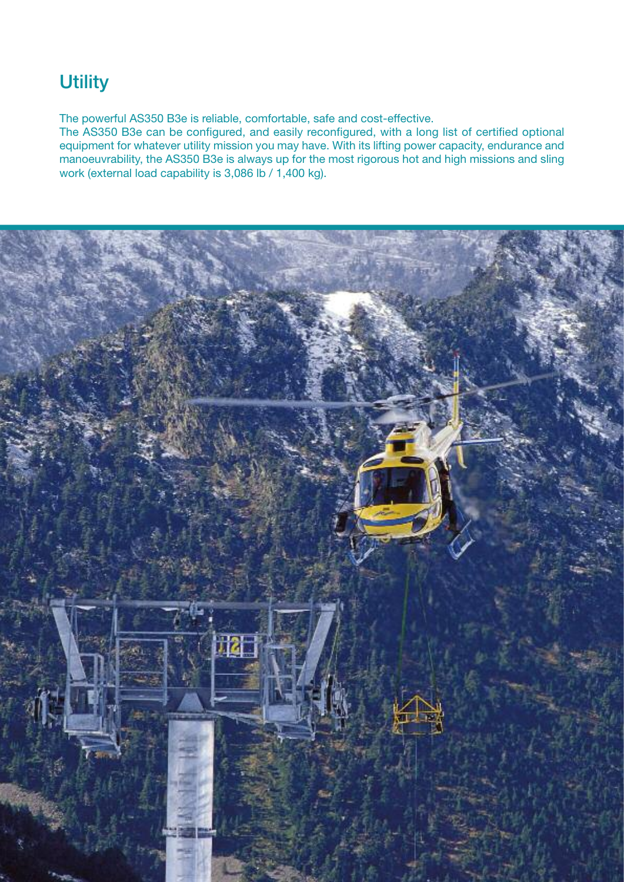## Utility

The powerful AS350 B3e is reliable, comfortable, safe and cost-effective.
The AS350 B3e can be configured, and easily reconfigured, with a long list of certified optional equipment for whatever utility mission you may have. With its lifting power capacity, endurance and manoeuvrability, the AS350 B3e is always up for the most rigorous hot and high missions and sling work (external load capability is 3,086 lb / 1,400 kg).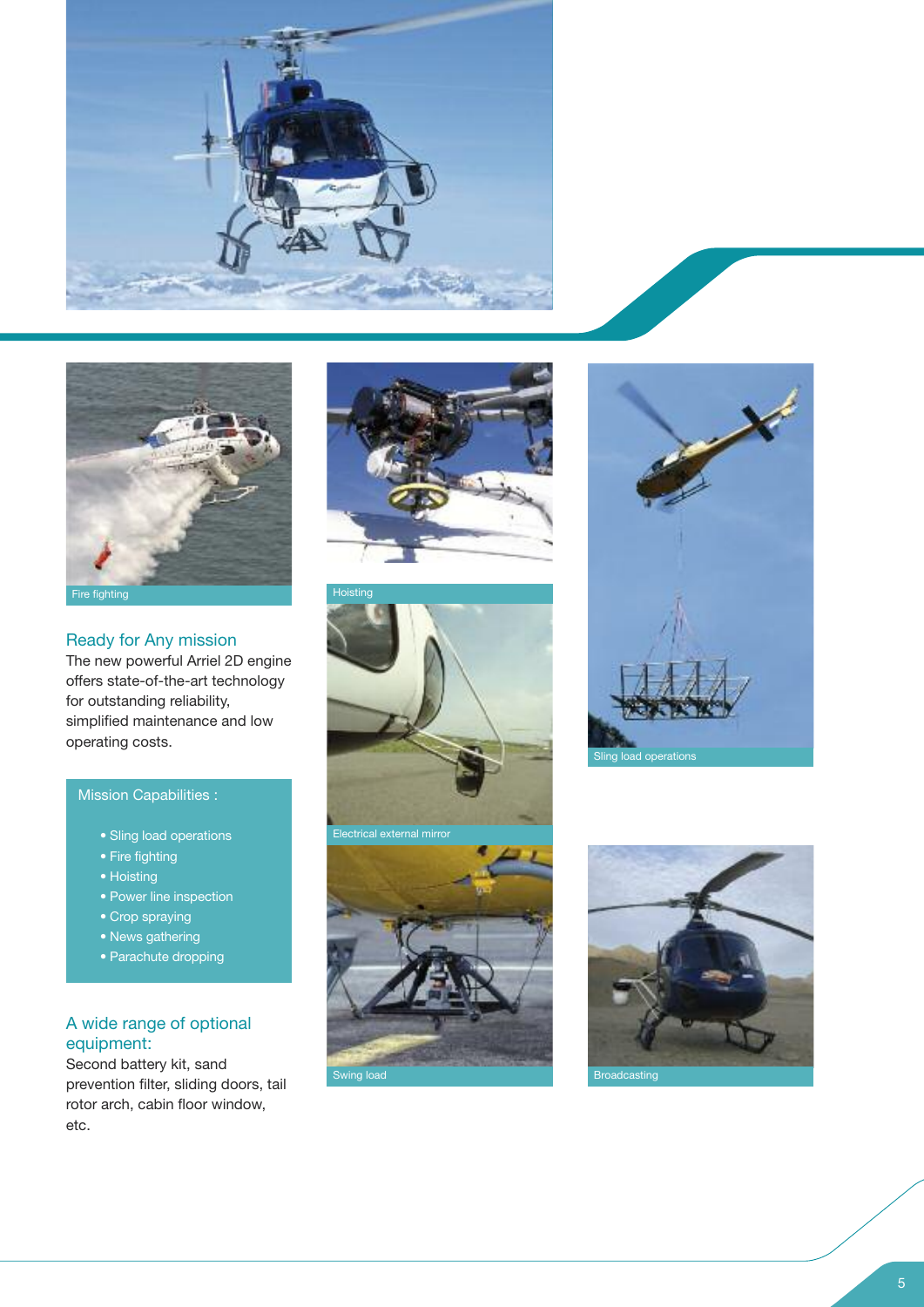Fire fighting

Hoisting

Electrical external mirror

Swing load

Sling load operations

Broadcasting

## Ready for Any mission

The new powerful Arriel 2D engine offers state-of-the-art technology for outstanding reliability, simplified maintenance and low operating costs.

### Mission Capabilities :

- Sling load operations
- Fire fighting
- Hoisting
- Power line inspection
- Crop spraying
- News gathering
- Parachute dropping

## A wide range of optional equipment:

Second battery kit, sand prevention filter, sliding doors, tail rotor arch, cabin floor window, etc.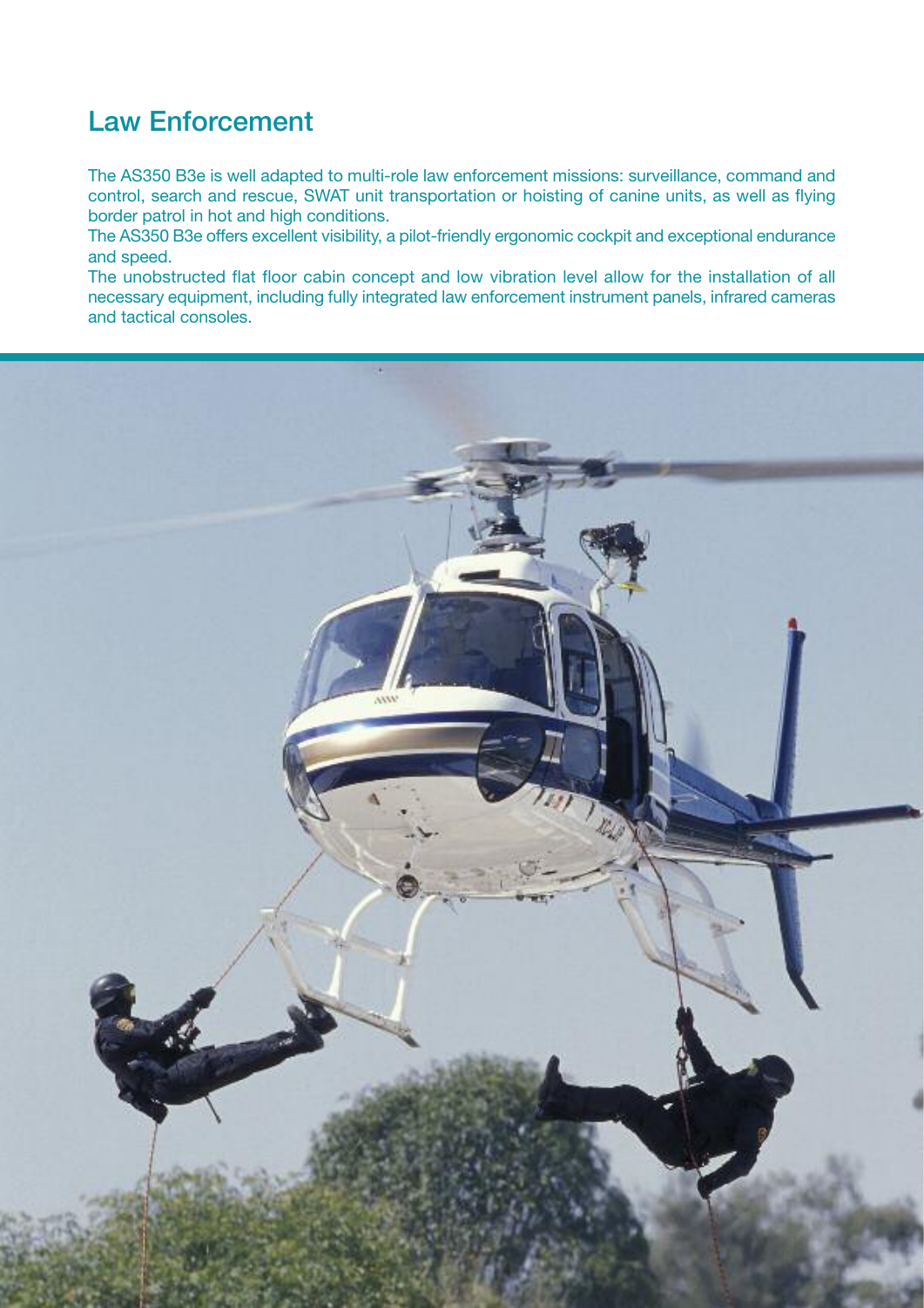## Law Enforcement

The AS350 B3e is well adapted to multi-role law enforcement missions: surveillance, command and control, search and rescue, SWAT unit transportation or hoisting of canine units, as well as flying border patrol in hot and high conditions.

The AS350 B3e offers excellent visibility, a pilot-friendly ergonomic cockpit and exceptional endurance and speed.

The unobstructed flat floor cabin concept and low vibration level allow for the installation of all necessary equipment, including fully integrated law enforcement instrument panels, infrared cameras and tactical consoles.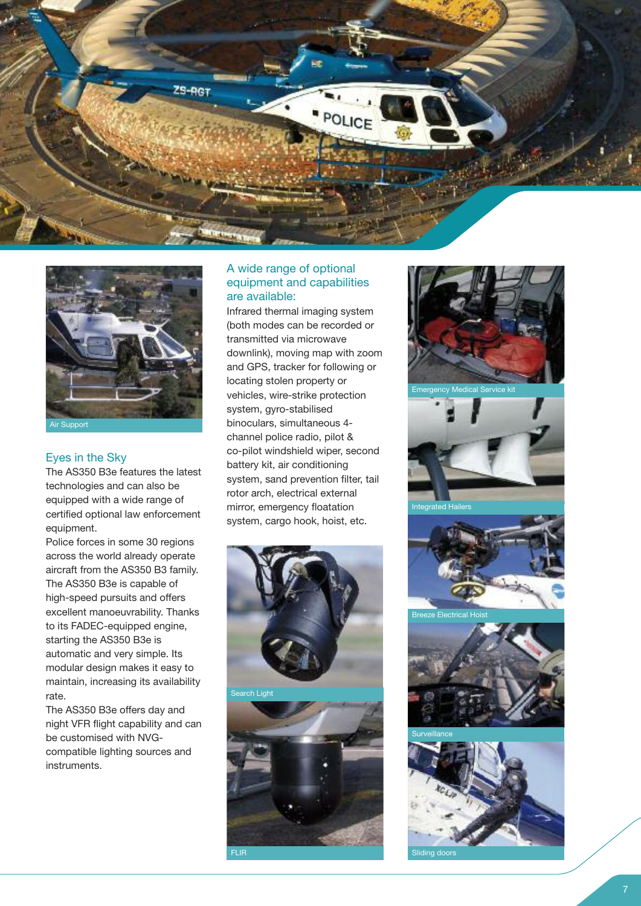Air Support

## Eyes in the Sky

The AS350 B3e features the latest technologies and can also be equipped with a wide range of certified optional law enforcement equipment.

Police forces in some 30 regions across the world already operate aircraft from the AS350 B3 family.

The AS350 B3e is capable of high-speed pursuits and offers excellent manoeuvrability. Thanks to its FADEC-equipped engine, starting the AS350 B3e is automatic and very simple. Its modular design makes it easy to maintain, increasing its availability rate.

The AS350 B3e offers day and night VFR flight capability and can be customised with NVG-compatible lighting sources and instruments.

## A wide range of optional equipment and capabilities are available:

Infrared thermal imaging system (both modes can be recorded or transmitted via microwave downlink), moving map with zoom and GPS, tracker for following or locating stolen property or vehicles, wire-strike protection system, gyro-stabilised binoculars, simultaneous 4-channel police radio, pilot & co-pilot windshield wiper, second battery kit, air conditioning system, sand prevention filter, tail rotor arch, electrical external mirror, emergency floatation system, cargo hook, hoist, etc.

Search Light

FLIR

Emergency Medical Service kit

Integrated Hailers

Breeze Electrical Hoist

Surveillance

Sliding doors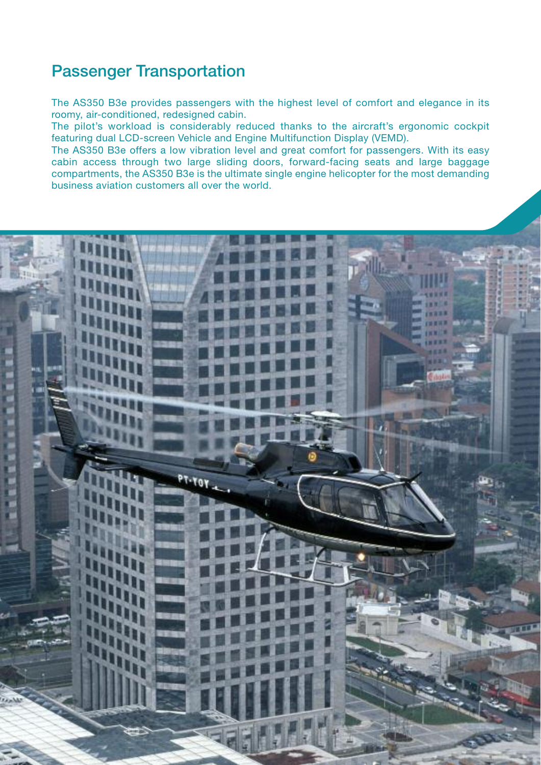## Passenger Transportation

The AS350 B3e provides passengers with the highest level of comfort and elegance in its roomy, air-conditioned, redesigned cabin.
The pilot's workload is considerably reduced thanks to the aircraft's ergonomic cockpit featuring dual LCD-screen Vehicle and Engine Multifunction Display (VEMD).
The AS350 B3e offers a low vibration level and great comfort for passengers. With its easy cabin access through two large sliding doors, forward-facing seats and large baggage compartments, the AS350 B3e is the ultimate single engine helicopter for the most demanding business aviation customers all over the world.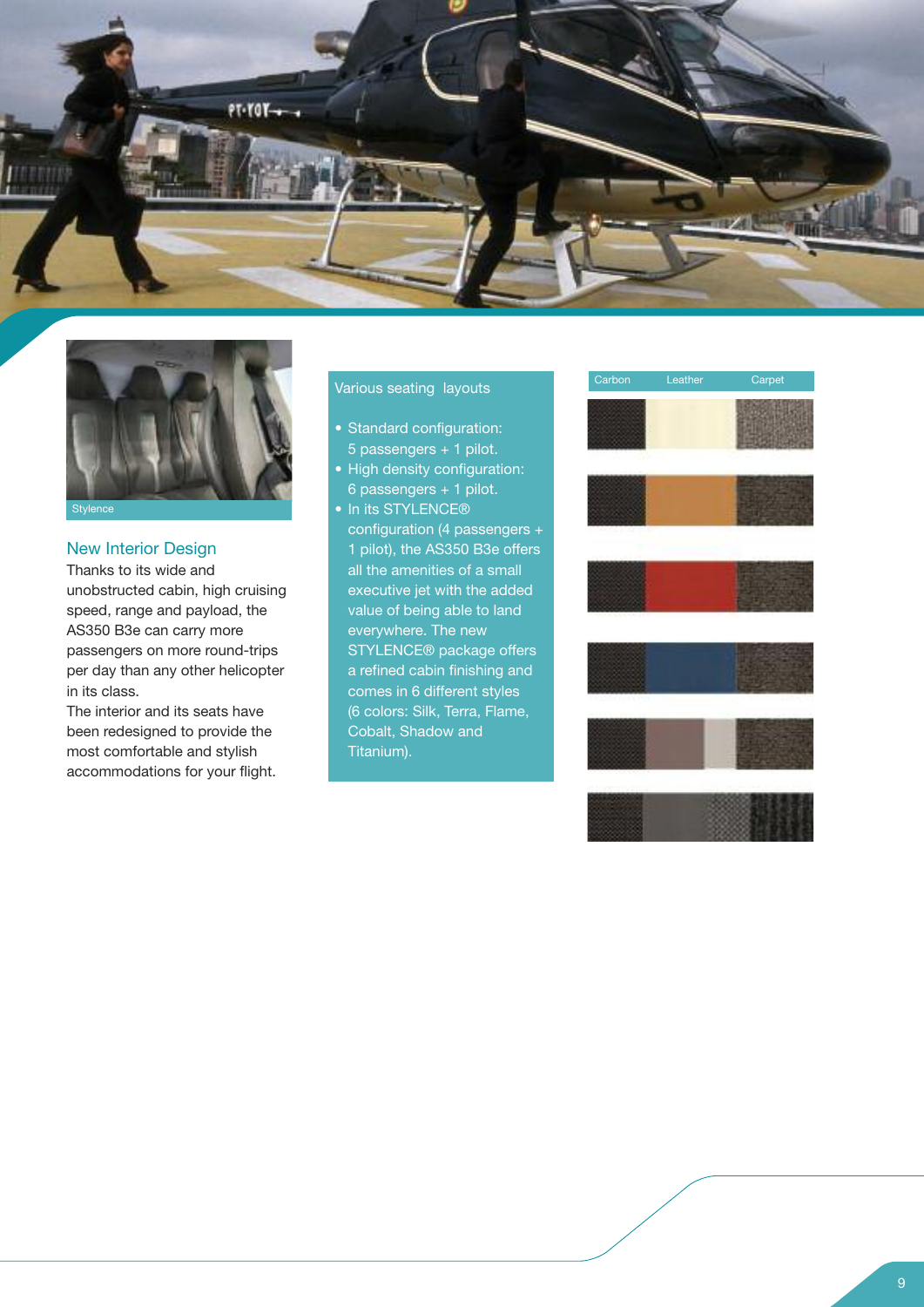Stylence

## New Interior Design

Thanks to its wide and unobstructed cabin, high cruising speed, range and payload, the AS350 B3e can carry more passengers on more round-trips per day than any other helicopter in its class.

The interior and its seats have been redesigned to provide the most comfortable and stylish accommodations for your flight.

### Various seating layouts

- Standard configuration: 5 passengers + 1 pilot.
- High density configuration: 6 passengers + 1 pilot.
- In its STYLENCE® configuration (4 passengers + 1 pilot), the AS350 B3e offers all the amenities of a small executive jet with the added value of being able to land everywhere. The new STYLENCE® package offers a refined cabin finishing and comes in 6 different styles (6 colors: Silk, Terra, Flame, Cobalt, Shadow and Titanium).

| Carbon | Leather | Carpet |
|---|---|---|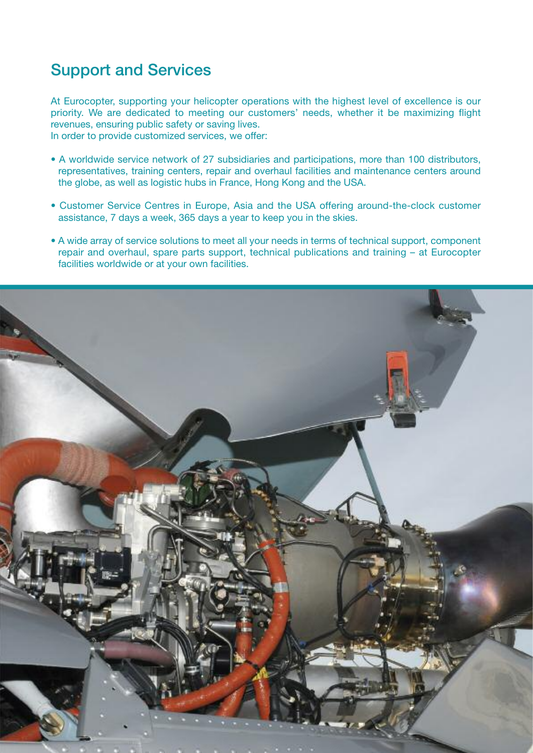## Support and Services

At Eurocopter, supporting your helicopter operations with the highest level of excellence is our priority. We are dedicated to meeting our customers' needs, whether it be maximizing flight revenues, ensuring public safety or saving lives.
In order to provide customized services, we offer:

- A worldwide service network of 27 subsidiaries and participations, more than 100 distributors, representatives, training centers, repair and overhaul facilities and maintenance centers around the globe, as well as logistic hubs in France, Hong Kong and the USA.
- Customer Service Centres in Europe, Asia and the USA offering around-the-clock customer assistance, 7 days a week, 365 days a year to keep you in the skies.
- A wide array of service solutions to meet all your needs in terms of technical support, component repair and overhaul, spare parts support, technical publications and training – at Eurocopter facilities worldwide or at your own facilities.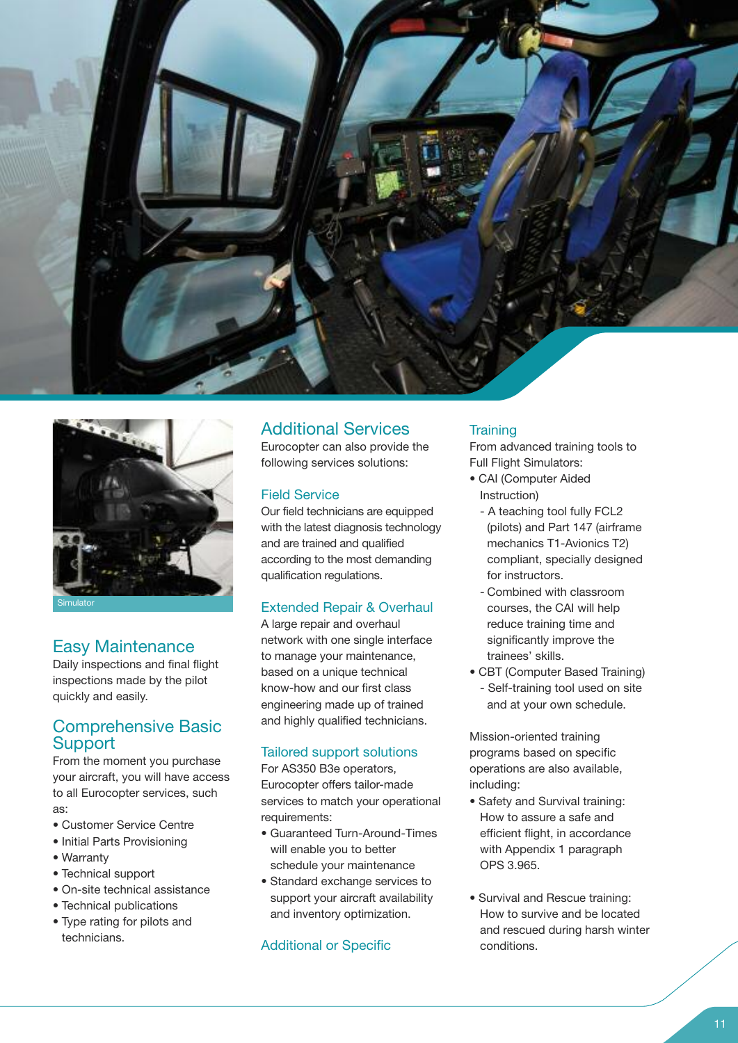Simulator

## Easy Maintenance

Daily inspections and final flight inspections made by the pilot quickly and easily.

## Comprehensive Basic Support

From the moment you purchase your aircraft, you will have access to all Eurocopter services, such as:

- Customer Service Centre
- Initial Parts Provisioning
- Warranty
- Technical support
- On-site technical assistance
- Technical publications
- Type rating for pilots and technicians.

## Additional Services

Eurocopter can also provide the following services solutions:

### Field Service

Our field technicians are equipped with the latest diagnosis technology and are trained and qualified according to the most demanding qualification regulations.

### Extended Repair & Overhaul

A large repair and overhaul network with one single interface to manage your maintenance, based on a unique technical know-how and our first class engineering made up of trained and highly qualified technicians.

### Tailored support solutions

For AS350 B3e operators, Eurocopter offers tailor-made services to match your operational requirements:

- Guaranteed Turn-Around-Times will enable you to better schedule your maintenance
- Standard exchange services to support your aircraft availability and inventory optimization.

### Additional or Specific

### Training

From advanced training tools to Full Flight Simulators:

- CAI (Computer Aided Instruction)
  - A teaching tool fully FCL2 (pilots) and Part 147 (airframe mechanics T1-Avionics T2) compliant, specially designed for instructors.
  - Combined with classroom courses, the CAI will help reduce training time and significantly improve the trainees' skills.
- CBT (Computer Based Training)
  - Self-training tool used on site and at your own schedule.

Mission-oriented training programs based on specific operations are also available, including:

- Safety and Survival training: How to assure a safe and efficient flight, in accordance with Appendix 1 paragraph OPS 3.965.
- Survival and Rescue training: How to survive and be located and rescued during harsh winter conditions.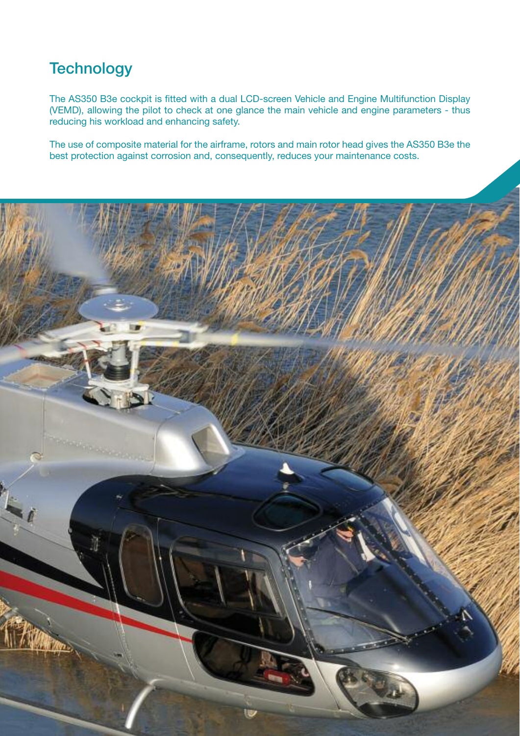## Technology

The AS350 B3e cockpit is fitted with a dual LCD-screen Vehicle and Engine Multifunction Display (VEMD), allowing the pilot to check at one glance the main vehicle and engine parameters - thus reducing his workload and enhancing safety.

The use of composite material for the airframe, rotors and main rotor head gives the AS350 B3e the best protection against corrosion and, consequently, reduces your maintenance costs.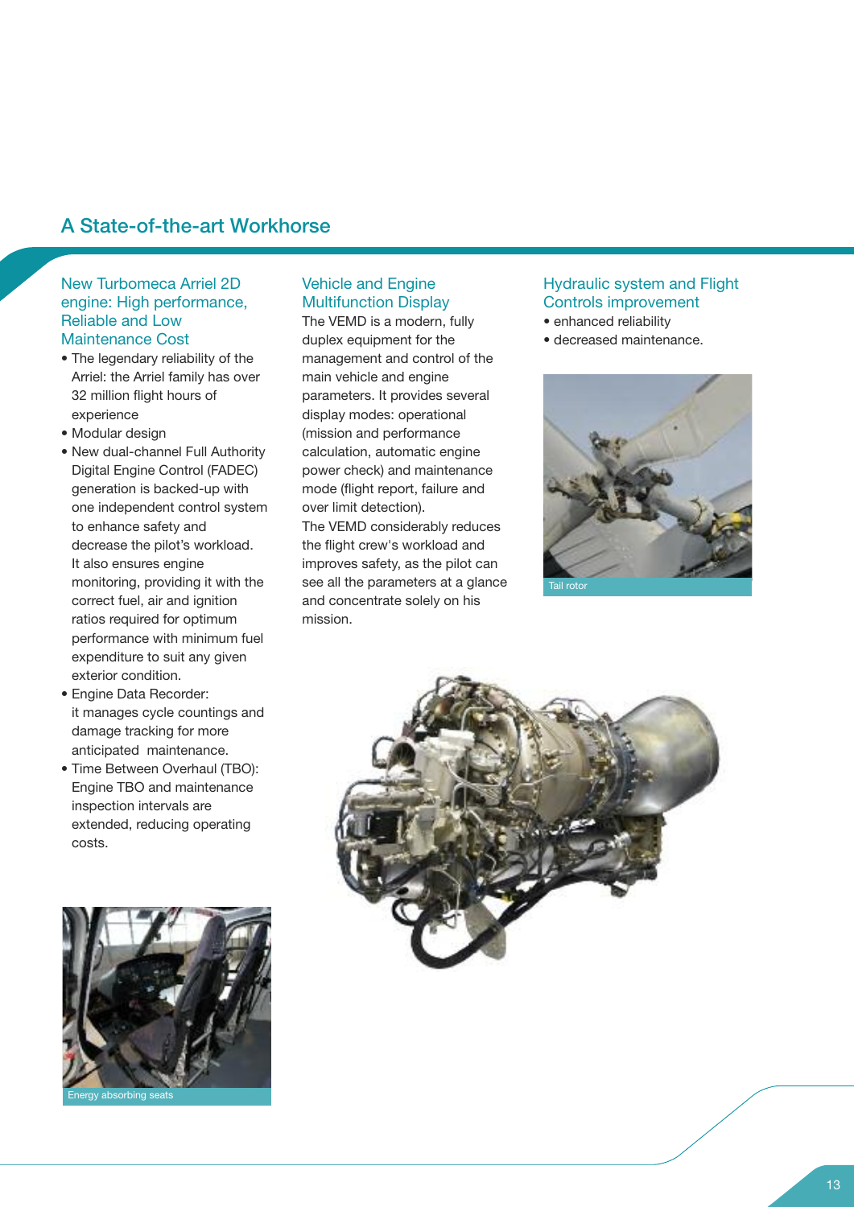## A State-of-the-art Workhorse

### New Turbomeca Arriel 2D engine: High performance, Reliable and Low Maintenance Cost

- The legendary reliability of the Arriel: the Arriel family has over 32 million flight hours of experience
- Modular design
- New dual-channel Full Authority Digital Engine Control (FADEC) generation is backed-up with one independent control system to enhance safety and decrease the pilot's workload. It also ensures engine monitoring, providing it with the correct fuel, air and ignition ratios required for optimum performance with minimum fuel expenditure to suit any given exterior condition.
- Engine Data Recorder: it manages cycle countings and damage tracking for more anticipated maintenance.
- Time Between Overhaul (TBO): Engine TBO and maintenance inspection intervals are extended, reducing operating costs.

Energy absorbing seats

### Vehicle and Engine Multifunction Display

The VEMD is a modern, fully duplex equipment for the management and control of the main vehicle and engine parameters. It provides several display modes: operational (mission and performance calculation, automatic engine power check) and maintenance mode (flight report, failure and over limit detection).

The VEMD considerably reduces the flight crew's workload and improves safety, as the pilot can see all the parameters at a glance and concentrate solely on his mission.

### Hydraulic system and Flight Controls improvement

- enhanced reliability
- decreased maintenance.

Tail rotor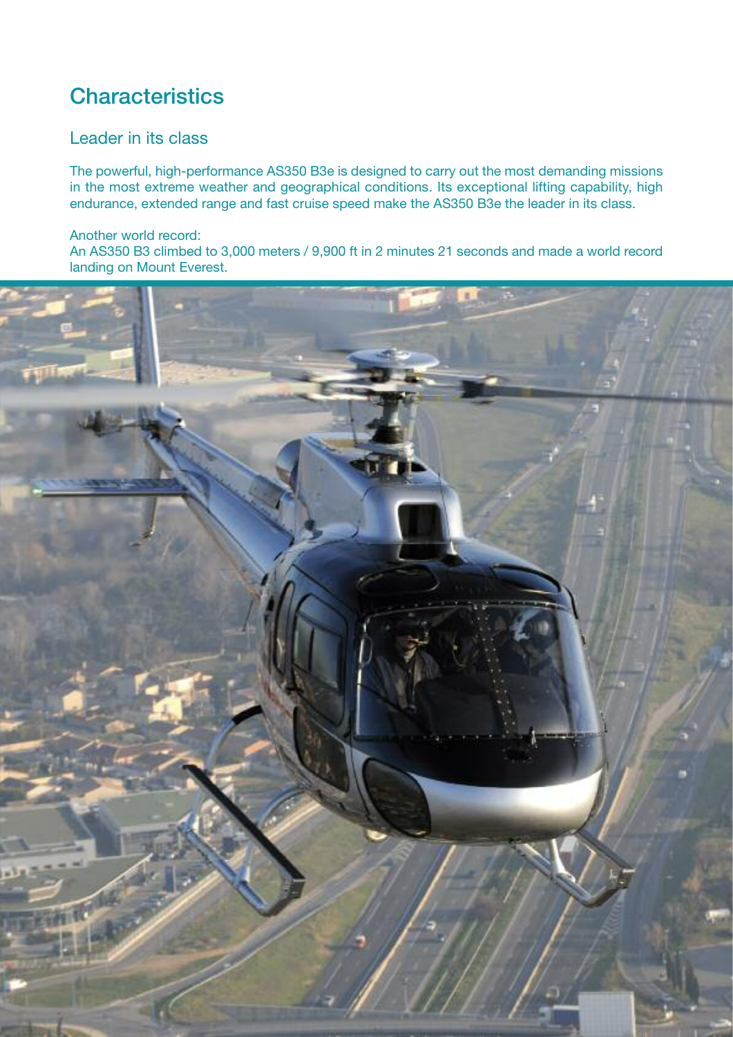# Characteristics

## Leader in its class

The powerful, high-performance AS350 B3e is designed to carry out the most demanding missions in the most extreme weather and geographical conditions. Its exceptional lifting capability, high endurance, extended range and fast cruise speed make the AS350 B3e the leader in its class.

Another world record:
An AS350 B3 climbed to 3,000 meters / 9,900 ft in 2 minutes 21 seconds and made a world record landing on Mount Everest.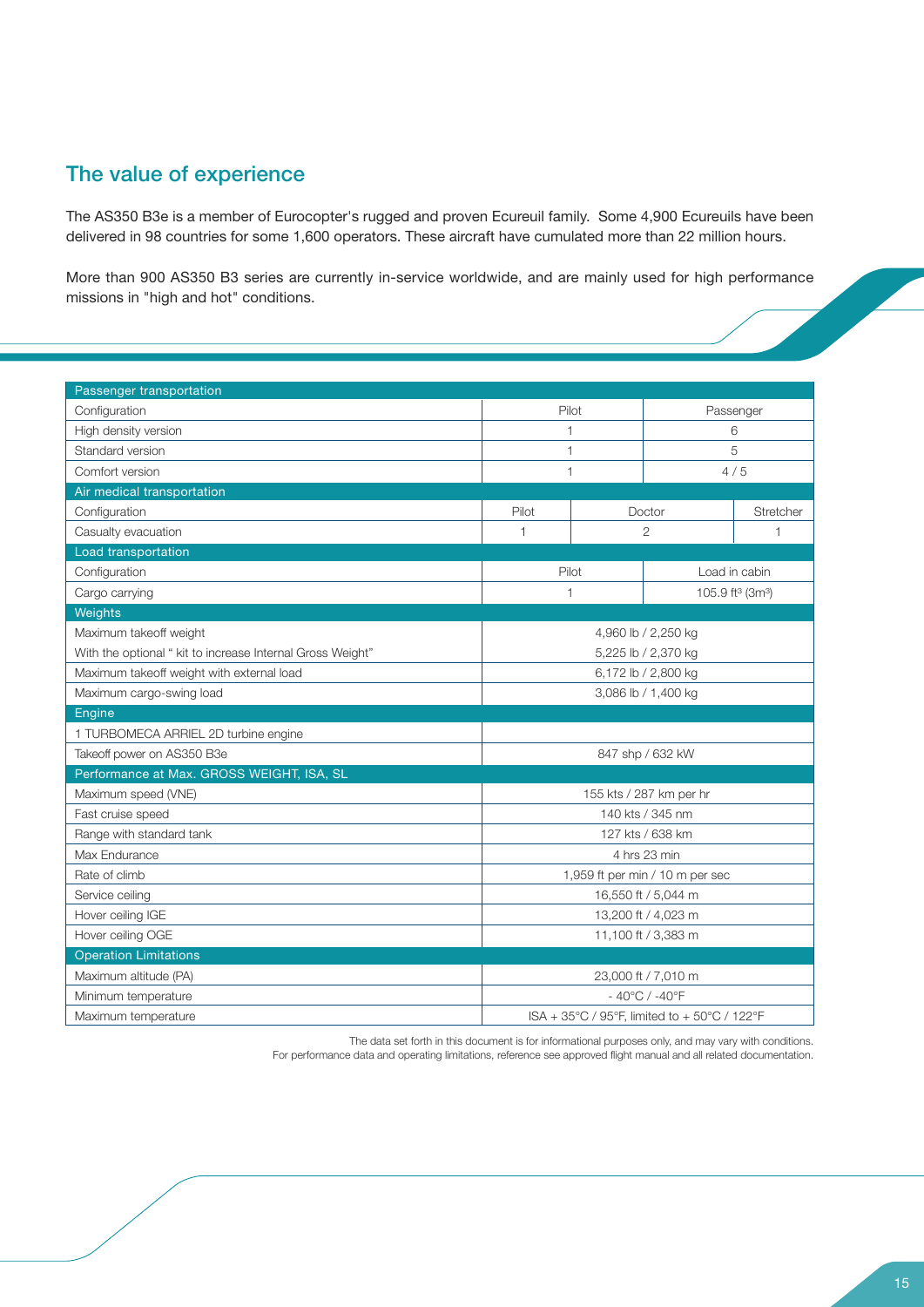## The value of experience

The AS350 B3e is a member of Eurocopter's rugged and proven Ecureuil family. Some 4,900 Ecureuils have been delivered in 98 countries for some 1,600 operators. These aircraft have cumulated more than 22 million hours.

More than 900 AS350 B3 series are currently in-service worldwide, and are mainly used for high performance missions in "high and hot" conditions.

| Passenger transportation | | | | |
|---|---|---|---|---|
| Configuration | Pilot | | Passenger | |
| High density version | 1 | | 6 | |
| Standard version | 1 | | 5 | |
| Comfort version | 1 | | 4 / 5 | |
| **Air medical transportation** | | | | |
| Configuration | Pilot | Doctor | | Stretcher |
| Casualty evacuation | 1 | 2 | | 1 |
| **Load transportation** | | | | |
| Configuration | Pilot | | Load in cabin | |
| Cargo carrying | 1 | | 105.9 ft³ (3m³) | |
| **Weights** | | | | |
| Maximum takeoff weight | 4,960 lb / 2,250 kg | | | |
| With the optional " kit to increase Internal Gross Weight" | 5,225 lb / 2,370 kg | | | |
| Maximum takeoff weight with external load | 6,172 lb / 2,800 kg | | | |
| Maximum cargo-swing load | 3,086 lb / 1,400 kg | | | |
| **Engine** | | | | |
| 1 TURBOMECA ARRIEL 2D turbine engine | | | | |
| Takeoff power on AS350 B3e | 847 shp / 632 kW | | | |
| **Performance at Max. GROSS WEIGHT, ISA, SL** | | | | |
| Maximum speed (VNE) | 155 kts / 287 km per hr | | | |
| Fast cruise speed | 140 kts / 345 nm | | | |
| Range with standard tank | 127 kts / 638 km | | | |
| Max Endurance | 4 hrs 23 min | | | |
| Rate of climb | 1,959 ft per min / 10 m per sec | | | |
| Service ceiling | 16,550 ft / 5,044 m | | | |
| Hover ceiling IGE | 13,200 ft / 4,023 m | | | |
| Hover ceiling OGE | 11,100 ft / 3,383 m | | | |
| **Operation Limitations** | | | | |
| Maximum altitude (PA) | 23,000 ft / 7,010 m | | | |
| Minimum temperature | - 40°C / -40°F | | | |
| Maximum temperature | ISA + 35°C / 95°F, limited to + 50°C / 122°F | | | |

The data set forth in this document is for informational purposes only, and may vary with conditions.
For performance data and operating limitations, reference see approved flight manual and all related documentation.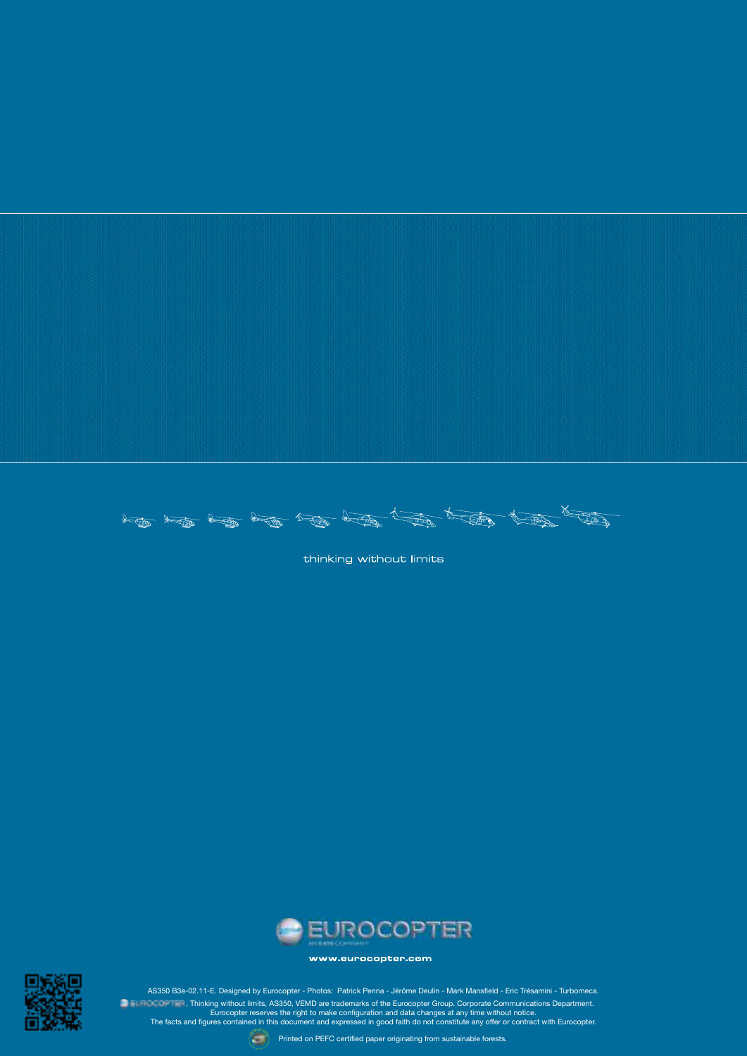thinking without limits

EUROCOPTER

www.eurocopter.com

AS350 B3e-02.11-E. Designed by Eurocopter - Photos: Patrick Penna - Jérôme Deulin - Mark Mansfield - Eric Trésamini - Turbomeca.
EUROCOPTER, Thinking without limits, AS350, VEMD are trademarks of the Eurocopter Group. Corporate Communications Department.
Eurocopter reserves the right to make configuration and data changes at any time without notice.
The facts and figures contained in this document and expressed in good faith do not constitute any offer or contract with Eurocopter.

Printed on PEFC certified paper originating from sustainable forests.